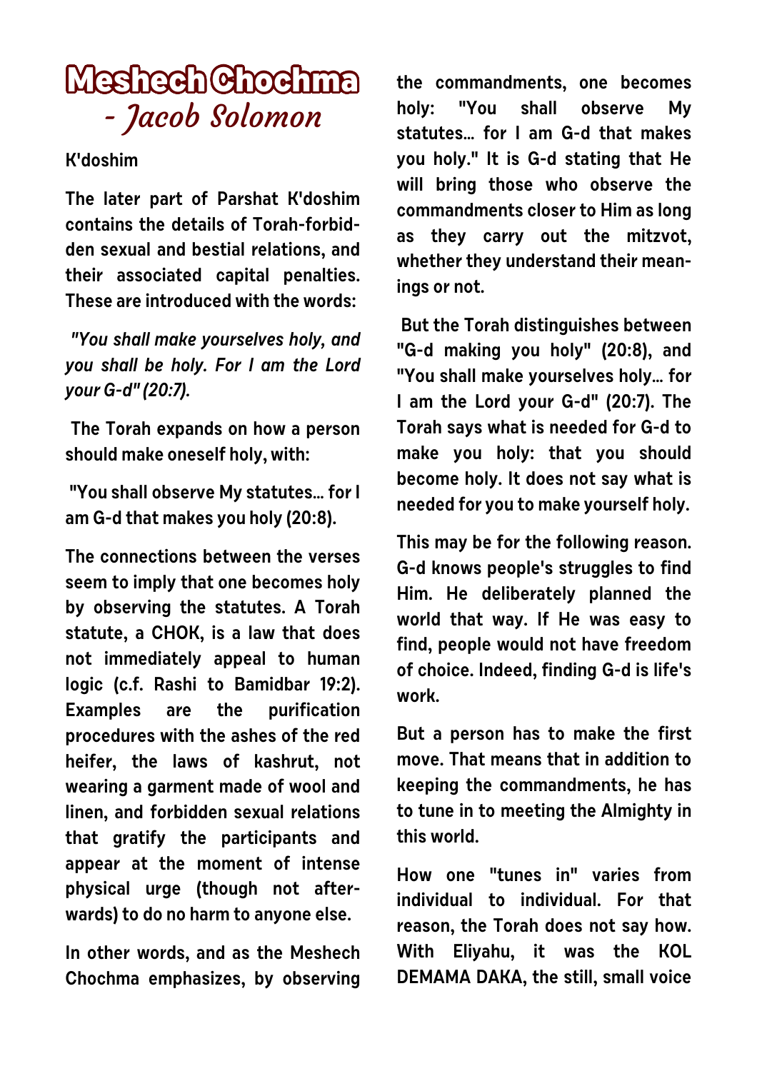# Meshech Chochma - *Jacob Solomon*

**K'doshim**

**The later part of Parshat K'doshim contains the details of Torah-forbidden sexual and bestial relations, and their associated capital penalties. These are introduced with the words:**

***"You shall make yourselves holy, and you shall be holy. For I am the Lord your G-d" (20:7).***

**The Torah expands on how a person should make oneself holy, with:**

**"You shall observe My statutes... for I am G-d that makes you holy (20:8).**

**The connections between the verses seem to imply that one becomes holy by observing the statutes. A Torah statute, a CHOK, is a law that does not immediately appeal to human logic (c.f. Rashi to Bamidbar 19:2). Examples are the purification procedures with the ashes of the red heifer, the laws of kashrut, not wearing a garment made of wool and linen, and forbidden sexual relations that gratify the participants and appear at the moment of intense physical urge (though not afterwards) to do no harm to anyone else.**

**In other words, and as the Meshech Chochma emphasizes, by observing the commandments, one becomes holy: "You shall observe My statutes... for I am G-d that makes you holy." It is G-d stating that He will bring those who observe the commandments closer to Him as long as they carry out the mitzvot, whether they understand their meanings or not.**

**But the Torah distinguishes between "G-d making you holy" (20:8), and "You shall make yourselves holy... for I am the Lord your G-d" (20:7). The Torah says what is needed for G-d to make you holy: that you should become holy. It does not say what is needed for you to make yourself holy.**

**This may be for the following reason. G-d knows people's struggles to find Him. He deliberately planned the world that way. If He was easy to find, people would not have freedom of choice. Indeed, finding G-d is life's work.**

**But a person has to make the first move. That means that in addition to keeping the commandments, he has to tune in to meeting the Almighty in this world.**

**How one "tunes in" varies from individual to individual. For that reason, the Torah does not say how. With Eliyahu, it was the KOL DEMAMA DAKA, the still, small voice**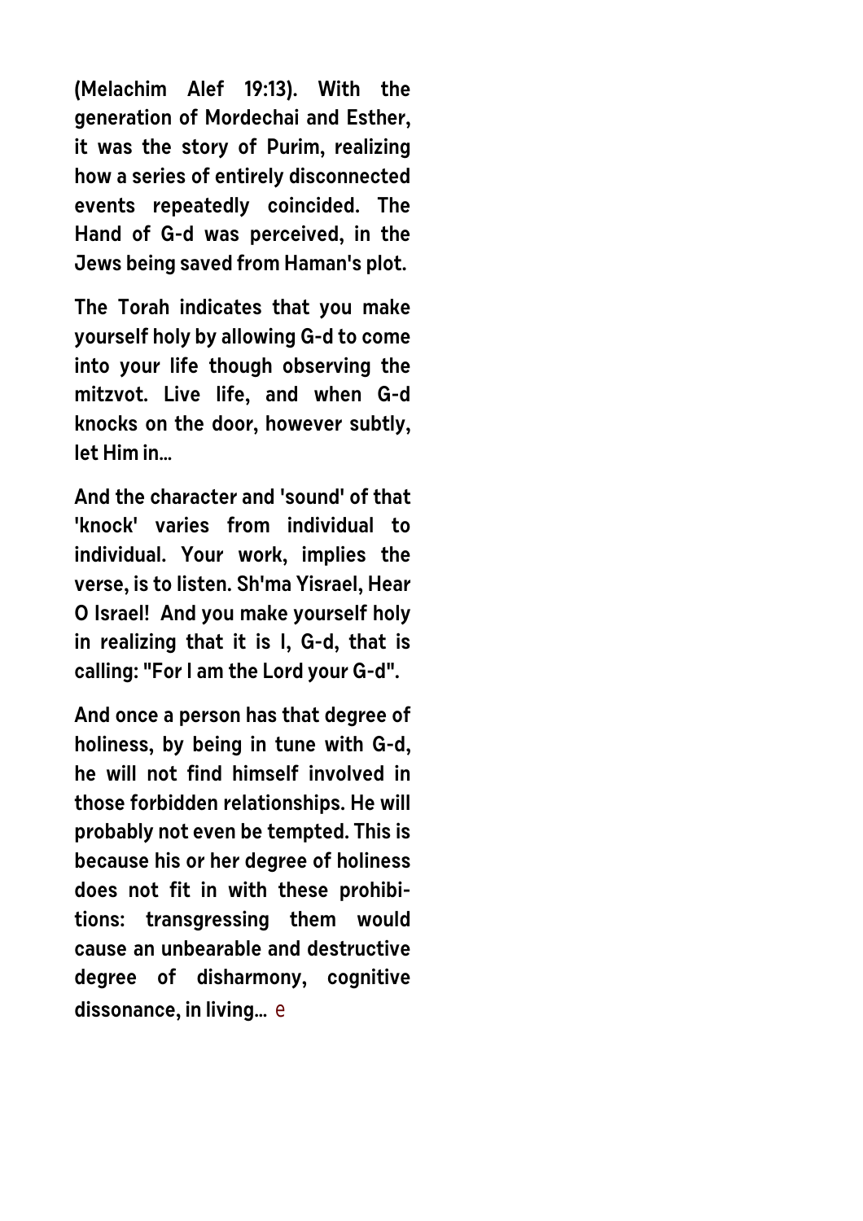**(Melachim Alef 19:13). With the generation of Mordechai and Esther, it was the story of Purim, realizing how a series of entirely disconnected events repeatedly coincided. The Hand of G-d was perceived, in the Jews being saved from Haman's plot.**

**The Torah indicates that you make yourself holy by allowing G-d to come into your life though observing the mitzvot. Live life, and when G-d knocks on the door, however subtly, let Him in...**

**And the character and 'sound' of that 'knock' varies from individual to individual. Your work, implies the verse, is to listen. Sh'ma Yisrael, Hear O Israel! And you make yourself holy in realizing that it is I, G-d, that is calling: "For I am the Lord your G-d".**

**And once a person has that degree of holiness, by being in tune with G-d, he will not find himself involved in those forbidden relationships. He will probably not even be tempted. This is because his or her degree of holiness does not fit in with these prohibitions: transgressing them would cause an unbearable and destructive degree of disharmony, cognitive dissonance, in living...** e